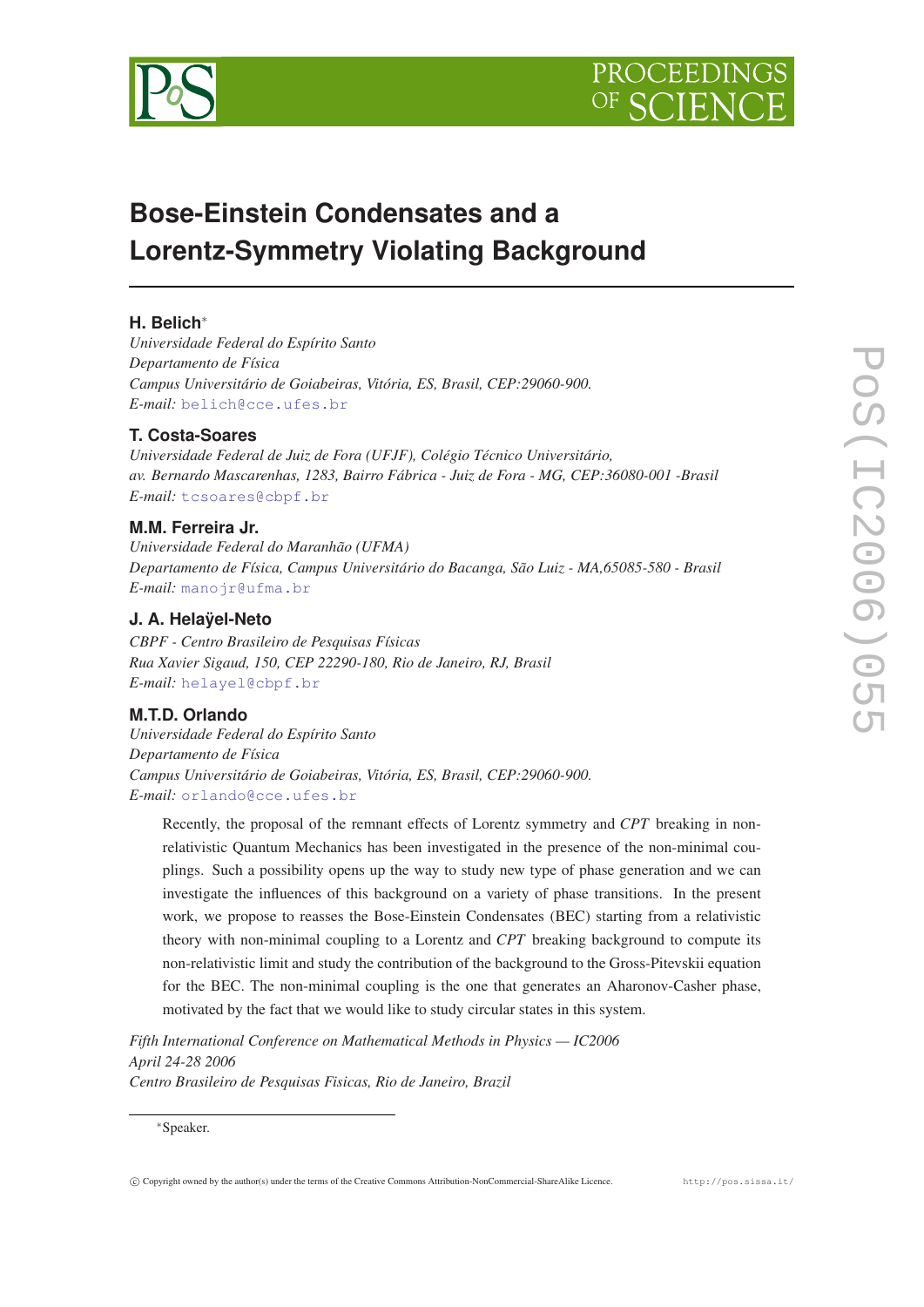# Bose-Einstein Condensates and a Lorentz-Symmetry Violating Background

**H. Belich**[*]
*Universidade Federal do Espírito Santo*
*Departamento de Física*
*Campus Universitário de Goiabeiras, Vitória, ES, Brasil, CEP:29060-900.*
*E-mail:* belich@cce.ufes.br

**T. Costa-Soares**
*Universidade Federal de Juiz de Fora (UFJF), Colégio Técnico Universitário,*
*av. Bernardo Mascarenhas, 1283, Bairro Fábrica - Juiz de Fora - MG, CEP:36080-001 -Brasil*
*E-mail:* tcsoares@cbpf.br

**M.M. Ferreira Jr.**
*Universidade Federal do Maranhão (UFMA)*
*Departamento de Física, Campus Universitário do Bacanga, São Luiz - MA,65085-580 - Brasil*
*E-mail:* manojr@ufma.br

**J. A. Helaÿel-Neto**
*CBPF - Centro Brasileiro de Pesquisas Físicas*
*Rua Xavier Sigaud, 150, CEP 22290-180, Rio de Janeiro, RJ, Brasil*
*E-mail:* helayel@cbpf.br

**M.T.D. Orlando**
*Universidade Federal do Espírito Santo*
*Departamento de Física*
*Campus Universitário de Goiabeiras, Vitória, ES, Brasil, CEP:29060-900.*
*E-mail:* orlando@cce.ufes.br

Recently, the proposal of the remnant effects of Lorentz symmetry and *CPT* breaking in non-relativistic Quantum Mechanics has been investigated in the presence of the non-minimal couplings. Such a possibility opens up the way to study new type of phase generation and we can investigate the influences of this background on a variety of phase transitions. In the present work, we propose to reasses the Bose-Einstein Condensates (BEC) starting from a relativistic theory with non-minimal coupling to a Lorentz and *CPT* breaking background to compute its non-relativistic limit and study the contribution of the background to the Gross-Pitevskii equation for the BEC. The non-minimal coupling is the one that generates an Aharonov-Casher phase, motivated by the fact that we would like to study circular states in this system.

*Fifth International Conference on Mathematical Methods in Physics — IC2006*
*April 24-28 2006*
*Centro Brasileiro de Pesquisas Fisicas, Rio de Janeiro, Brazil*

[*] Speaker.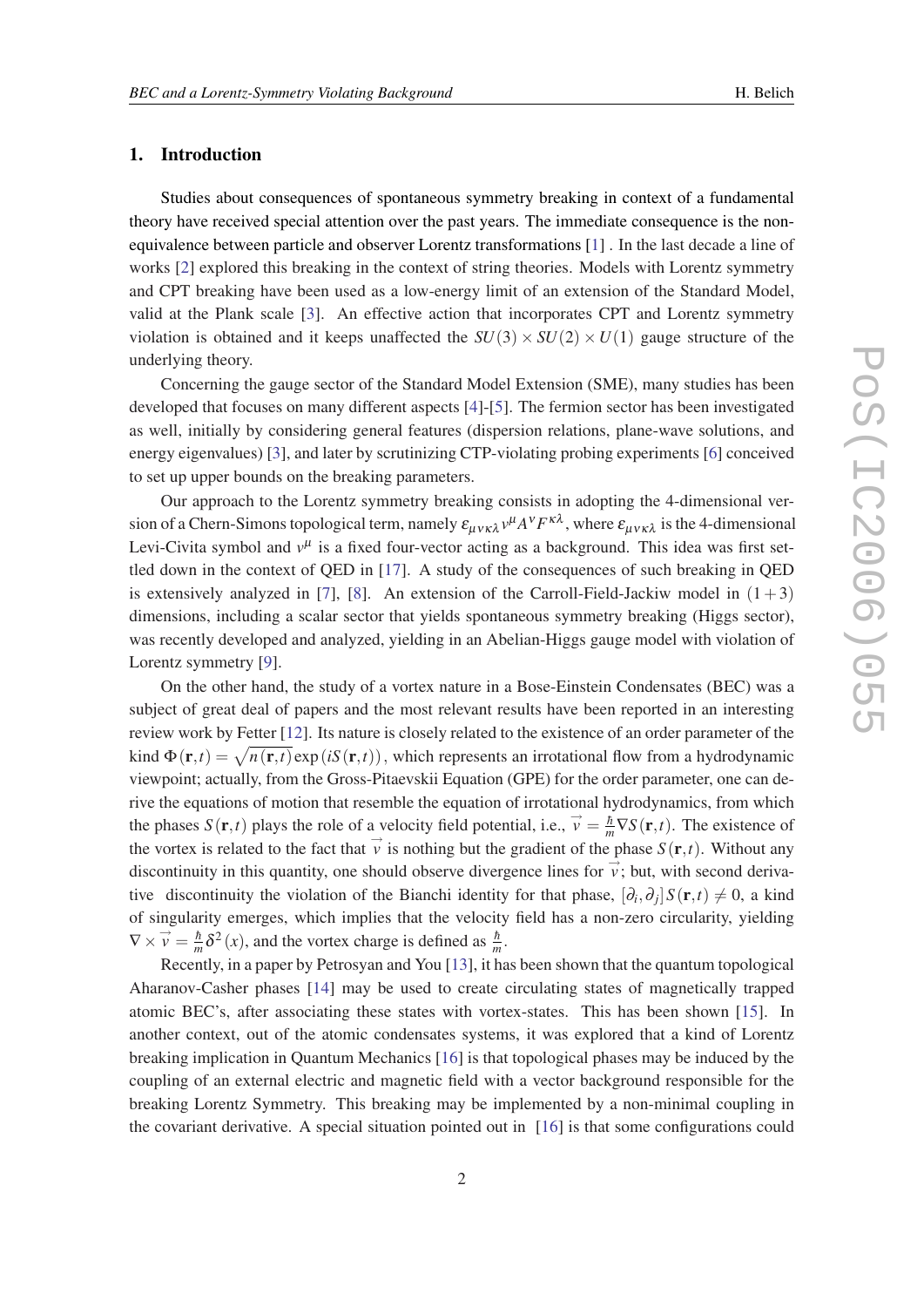## 1. Introduction

Studies about consequences of spontaneous symmetry breaking in context of a fundamental theory have received special attention over the past years. The immediate consequence is the non-equivalence between particle and observer Lorentz transformations [1] . In the last decade a line of works [2] explored this breaking in the context of string theories. Models with Lorentz symmetry and CPT breaking have been used as a low-energy limit of an extension of the Standard Model, valid at the Plank scale [3]. An effective action that incorporates CPT and Lorentz symmetry violation is obtained and it keeps unaffected the $SU(3)\times SU(2)\times U(1)$ gauge structure of the underlying theory.

Concerning the gauge sector of the Standard Model Extension (SME), many studies has been developed that focuses on many different aspects [4]-[5]. The fermion sector has been investigated as well, initially by considering general features (dispersion relations, plane-wave solutions, and energy eigenvalues) [3], and later by scrutinizing CTP-violating probing experiments [6] conceived to set up upper bounds on the breaking parameters.

Our approach to the Lorentz symmetry breaking consists in adopting the 4-dimensional version of a Chern-Simons topological term, namely $\varepsilon_{\mu\nu\kappa\lambda}v^{\mu}A^{\nu}F^{\kappa\lambda}$, where $\varepsilon_{\mu\nu\kappa\lambda}$ is the 4-dimensional Levi-Civita symbol and $v^{\mu}$ is a fixed four-vector acting as a background. This idea was first settled down in the context of QED in [17]. A study of the consequences of such breaking in QED is extensively analyzed in [7], [8]. An extension of the Carroll-Field-Jackiw model in $(1+3)$ dimensions, including a scalar sector that yields spontaneous symmetry breaking (Higgs sector), was recently developed and analyzed, yielding in an Abelian-Higgs gauge model with violation of Lorentz symmetry [9].

On the other hand, the study of a vortex nature in a Bose-Einstein Condensates (BEC) was a subject of great deal of papers and the most relevant results have been reported in an interesting review work by Fetter [12]. Its nature is closely related to the existence of an order parameter of the kind $\Phi(\mathbf{r},t)=\sqrt{n(\mathbf{r},t)}\exp(iS(\mathbf{r},t))$, which represents an irrotational flow from a hydrodynamic viewpoint; actually, from the Gross-Pitaevskii Equation (GPE) for the order parameter, one can derive the equations of motion that resemble the equation of irrotational hydrodynamics, from which the phases $S(\mathbf{r},t)$ plays the role of a velocity field potential, i.e., $\vec{v}=\frac{\hbar}{m}\nabla S(\mathbf{r},t)$. The existence of the vortex is related to the fact that $\vec{v}$ is nothing but the gradient of the phase $S(\mathbf{r},t)$. Without any discontinuity in this quantity, one should observe divergence lines for $\vec{v}$; but, with second derivative discontinuity the violation of the Bianchi identity for that phase, $[\partial_i,\partial_j]S(\mathbf{r},t)\neq 0$, a kind of singularity emerges, which implies that the velocity field has a non-zero circularity, yielding $\nabla\times\vec{v}=\frac{\hbar}{m}\delta^2(x)$, and the vortex charge is defined as $\frac{\hbar}{m}$.

Recently, in a paper by Petrosyan and You [13], it has been shown that the quantum topological Aharanov-Casher phases [14] may be used to create circulating states of magnetically trapped atomic BEC's, after associating these states with vortex-states. This has been shown [15]. In another context, out of the atomic condensates systems, it was explored that a kind of Lorentz breaking implication in Quantum Mechanics [16] is that topological phases may be induced by the coupling of an external electric and magnetic field with a vector background responsible for the breaking Lorentz Symmetry. This breaking may be implemented by a non-minimal coupling in the covariant derivative. A special situation pointed out in [16] is that some configurations could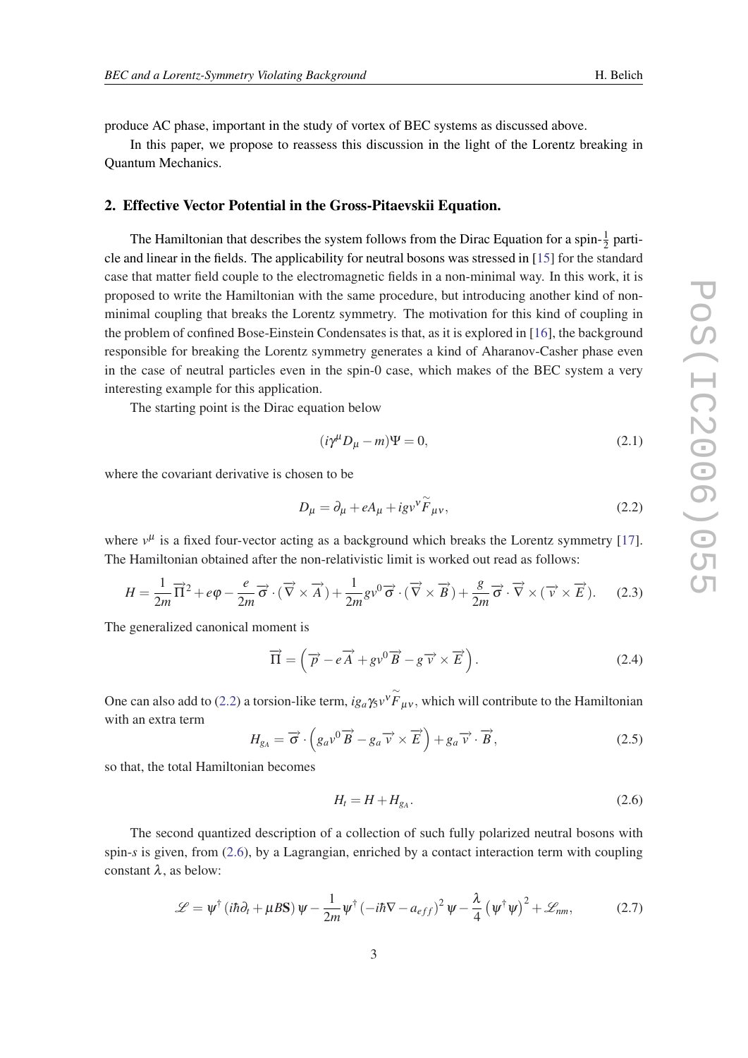produce AC phase, important in the study of vortex of BEC systems as discussed above.

In this paper, we propose to reassess this discussion in the light of the Lorentz breaking in Quantum Mechanics.

## 2. Effective Vector Potential in the Gross-Pitaevskii Equation.

The Hamiltonian that describes the system follows from the Dirac Equation for a spin-$\frac{1}{2}$ particle and linear in the fields. The applicability for neutral bosons was stressed in [15] for the standard case that matter field couple to the electromagnetic fields in a non-minimal way. In this work, it is proposed to write the Hamiltonian with the same procedure, but introducing another kind of non-minimal coupling that breaks the Lorentz symmetry. The motivation for this kind of coupling in the problem of confined Bose-Einstein Condensates is that, as it is explored in [16], the background responsible for breaking the Lorentz symmetry generates a kind of Aharanov-Casher phase even in the case of neutral particles even in the spin-0 case, which makes of the BEC system a very interesting example for this application.

The starting point is the Dirac equation below

$$(i\gamma^{\mu}D_{\mu} - m)\Psi = 0, \tag{2.1}$$

where the covariant derivative is chosen to be

$$D_{\mu} = \partial_{\mu} + eA_{\mu} + igv^{\nu}\widetilde{F}_{\mu\nu}, \tag{2.2}$$

where $v^{\mu}$ is a fixed four-vector acting as a background which breaks the Lorentz symmetry [17]. The Hamiltonian obtained after the non-relativistic limit is worked out read as follows:

$$H = \frac{1}{2m}\overrightarrow{\Pi}^2 + e\varphi - \frac{e}{2m}\overrightarrow{\sigma}\cdot(\overrightarrow{\nabla}\times\overrightarrow{A}) + \frac{1}{2m}gv^0\overrightarrow{\sigma}\cdot(\overrightarrow{\nabla}\times\overrightarrow{B}) + \frac{g}{2m}\overrightarrow{\sigma}\cdot\overrightarrow{\nabla}\times(\overrightarrow{v}\times\overrightarrow{E}). \tag{2.3}$$

The generalized canonical moment is

$$\overrightarrow{\Pi} = \left(\overrightarrow{p} - e\overrightarrow{A} + gv^0\overrightarrow{B} - g\overrightarrow{v}\times\overrightarrow{E}\right). \tag{2.4}$$

One can also add to (2.2) a torsion-like term, $ig_a\gamma_5 v^{\nu}\widetilde{F}_{\mu\nu}$, which will contribute to the Hamiltonian with an extra term

$$H_{g_A} = \overrightarrow{\sigma}\cdot\left(g_a v^0\overrightarrow{B} - g_a\overrightarrow{v}\times\overrightarrow{E}\right) + g_a\overrightarrow{v}\cdot\overrightarrow{B}, \tag{2.5}$$

so that, the total Hamiltonian becomes

$$H_t = H + H_{g_A}. \tag{2.6}$$

The second quantized description of a collection of such fully polarized neutral bosons with spin-$s$ is given, from (2.6), by a Lagrangian, enriched by a contact interaction term with coupling constant $\lambda$, as below:

$$\mathscr{L} = \psi^{\dagger}\left(i\hbar\partial_t + \mu B\mathbf{S}\right)\psi - \frac{1}{2m}\psi^{\dagger}\left(-i\hbar\nabla - a_{eff}\right)^2\psi - \frac{\lambda}{4}\left(\psi^{\dagger}\psi\right)^2 + \mathscr{L}_{nm}, \tag{2.7}$$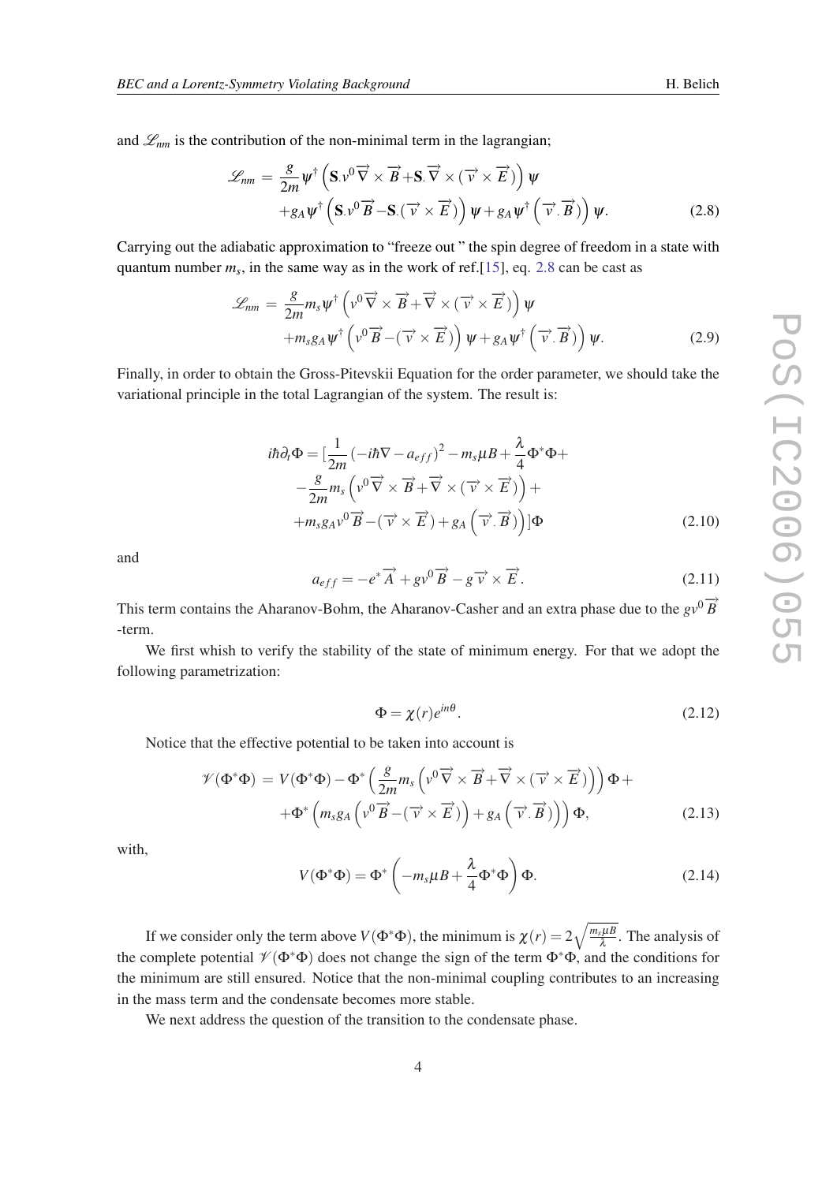and $\mathscr{L}_{nm}$ is the contribution of the non-minimal term in the lagrangian;

$$\mathscr{L}_{nm} = \frac{g}{2m}\psi^{\dagger}\left(\mathbf{S}.v^{0}\overrightarrow{\nabla}\times\overrightarrow{B}+\mathbf{S}.\overrightarrow{\nabla}\times(\overrightarrow{v}\times\overrightarrow{E})\right)\psi$$
$$+g_{A}\psi^{\dagger}\left(\mathbf{S}.v^{0}\overrightarrow{B}-\mathbf{S}.(\overrightarrow{v}\times\overrightarrow{E})\right)\psi+g_{A}\psi^{\dagger}\left(\overrightarrow{v}.\overrightarrow{B}\right)\psi. \tag{2.8}$$

Carrying out the adiabatic approximation to "freeze out " the spin degree of freedom in a state with quantum number $m_s$, in the same way as in the work of ref.[15], eq. 2.8 can be cast as

$$\mathscr{L}_{nm} = \frac{g}{2m}m_{s}\psi^{\dagger}\left(v^{0}\overrightarrow{\nabla}\times\overrightarrow{B}+\overrightarrow{\nabla}\times(\overrightarrow{v}\times\overrightarrow{E})\right)\psi$$
$$+m_{s}g_{A}\psi^{\dagger}\left(v^{0}\overrightarrow{B}-(\overrightarrow{v}\times\overrightarrow{E})\right)\psi+g_{A}\psi^{\dagger}\left(\overrightarrow{v}.\overrightarrow{B}\right)\psi. \tag{2.9}$$

Finally, in order to obtain the Gross-Pitevskii Equation for the order parameter, we should take the variational principle in the total Lagrangian of the system. The result is:

$$i\hbar\partial_{t}\Phi=[\frac{1}{2m}\left(-i\hbar\nabla-a_{eff}\right)^{2}-m_{s}\mu B+\frac{\lambda}{4}\Phi^{*}\Phi+$$
$$-\frac{g}{2m}m_{s}\left(v^{0}\overrightarrow{\nabla}\times\overrightarrow{B}+\overrightarrow{\nabla}\times(\overrightarrow{v}\times\overrightarrow{E})\right)+$$
$$+m_{s}g_{A}v^{0}\overrightarrow{B}-(\overrightarrow{v}\times\overrightarrow{E})+g_{A}\left(\overrightarrow{v}.\overrightarrow{B}\right)\Big)]\Phi \tag{2.10}$$

and

$$a_{eff}=-e^{*}\overrightarrow{A}+gv^{0}\overrightarrow{B}-g\overrightarrow{v}\times\overrightarrow{E}. \tag{2.11}$$

This term contains the Aharanov-Bohm, the Aharanov-Casher and an extra phase due to the $gv^{0}\overrightarrow{B}$ -term.

We first whish to verify the stability of the state of minimum energy. For that we adopt the following parametrization:

$$\Phi=\chi(r)e^{in\theta}. \tag{2.12}$$

Notice that the effective potential to be taken into account is

$$\mathscr{V}(\Phi^{*}\Phi) = V(\Phi^{*}\Phi)-\Phi^{*}\left(\frac{g}{2m}m_{s}\left(v^{0}\overrightarrow{\nabla}\times\overrightarrow{B}+\overrightarrow{\nabla}\times(\overrightarrow{v}\times\overrightarrow{E})\right)\right)\Phi+$$
$$+\Phi^{*}\left(m_{s}g_{A}\left(v^{0}\overrightarrow{B}-(\overrightarrow{v}\times\overrightarrow{E})\right)+g_{A}\left(\overrightarrow{v}.\overrightarrow{B}\right)\right)\Phi, \tag{2.13}$$

with,

$$V(\Phi^{*}\Phi)=\Phi^{*}\left(-m_{s}\mu B+\frac{\lambda}{4}\Phi^{*}\Phi\right)\Phi. \tag{2.14}$$

If we consider only the term above $V(\Phi^{*}\Phi)$, the minimum is $\chi(r)=2\sqrt{\frac{m_{s}\mu B}{\lambda}}$. The analysis of the complete potential $\mathscr{V}(\Phi^{*}\Phi)$ does not change the sign of the term $\Phi^{*}\Phi$, and the conditions for the minimum are still ensured. Notice that the non-minimal coupling contributes to an increasing in the mass term and the condensate becomes more stable.

We next address the question of the transition to the condensate phase.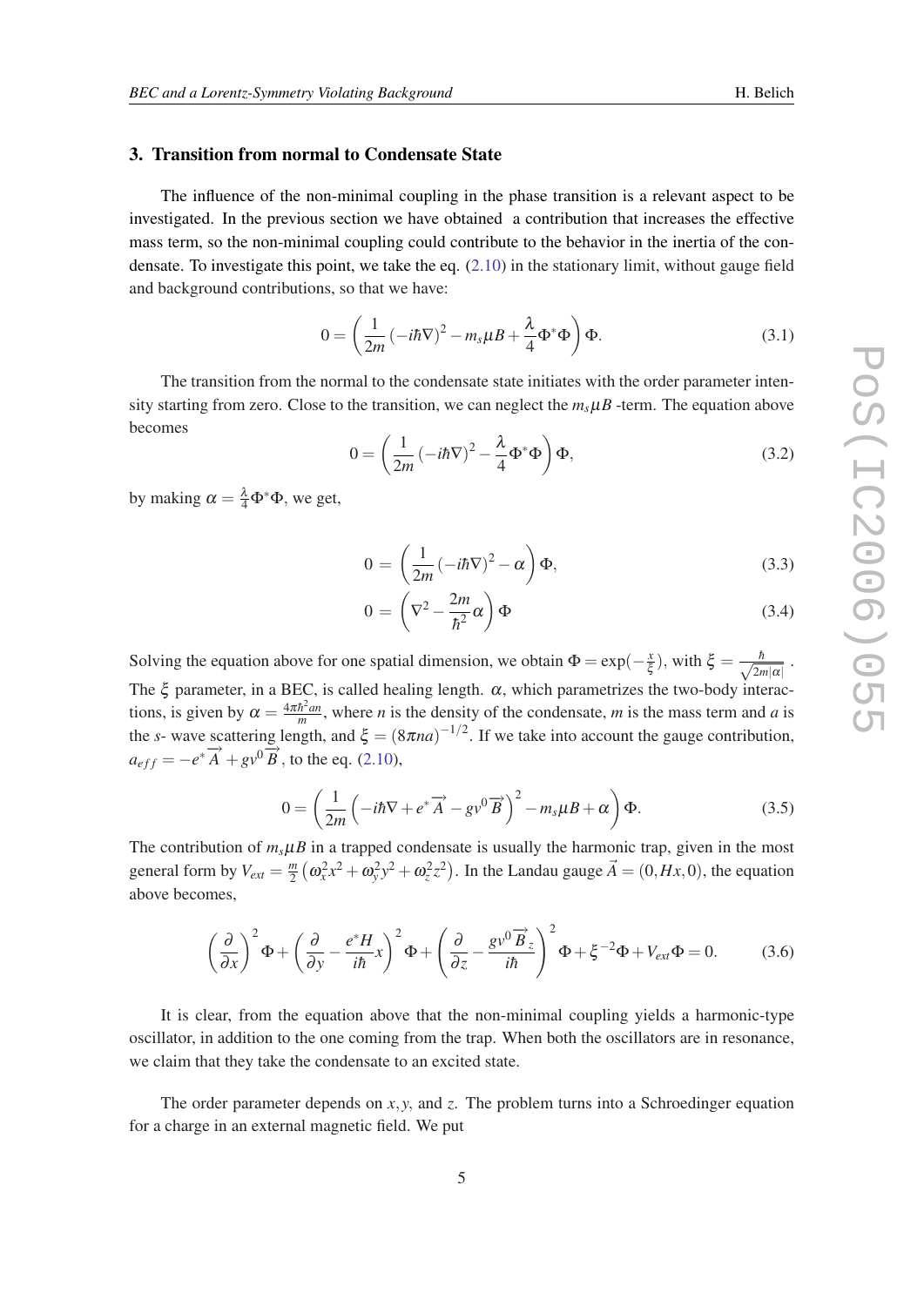## 3. Transition from normal to Condensate State

The influence of the non-minimal coupling in the phase transition is a relevant aspect to be investigated. In the previous section we have obtained a contribution that increases the effective mass term, so the non-minimal coupling could contribute to the behavior in the inertia of the condensate. To investigate this point, we take the eq. (2.10) in the stationary limit, without gauge field and background contributions, so that we have:

$$0 = \left( \frac{1}{2m} \left(-i\hbar\nabla\right)^2 - m_s\mu B + \frac{\lambda}{4}\Phi^*\Phi \right)\Phi. \tag{3.1}$$

The transition from the normal to the condensate state initiates with the order parameter intensity starting from zero. Close to the transition, we can neglect the $m_s\mu B$ -term. The equation above becomes

$$0 = \left( \frac{1}{2m} \left(-i\hbar\nabla\right)^2 - \frac{\lambda}{4}\Phi^*\Phi \right)\Phi, \tag{3.2}$$

by making $\alpha = \frac{\lambda}{4}\Phi^*\Phi$, we get,

$$0 = \left( \frac{1}{2m} \left(-i\hbar\nabla\right)^2 - \alpha \right)\Phi, \tag{3.3}$$

$$0 = \left( \nabla^2 - \frac{2m}{\hbar^2}\alpha \right)\Phi \tag{3.4}$$

Solving the equation above for one spatial dimension, we obtain $\Phi = \exp(-\frac{x}{\xi})$, with $\xi = \frac{\hbar}{\sqrt{2m|\alpha|}}$. The $\xi$ parameter, in a BEC, is called healing length. $\alpha$, which parametrizes the two-body interactions, is given by $\alpha = \frac{4\pi\hbar^2 an}{m}$, where $n$ is the density of the condensate, $m$ is the mass term and $a$ is the $s$- wave scattering length, and $\xi = (8\pi na)^{-1/2}$. If we take into account the gauge contribution, $a_{eff} = -e^*\overrightarrow{A} + gv^0\overrightarrow{B}$, to the eq. (2.10),

$$0 = \left( \frac{1}{2m} \left( -i\hbar\nabla + e^*\overrightarrow{A} - gv^0\overrightarrow{B} \right)^2 - m_s\mu B + \alpha \right)\Phi. \tag{3.5}$$

The contribution of $m_s\mu B$ in a trapped condensate is usually the harmonic trap, given in the most general form by $V_{ext} = \frac{m}{2}\left(\omega_x^2x^2 + \omega_y^2y^2 + \omega_z^2z^2\right)$. In the Landau gauge $\vec{A} = (0, Hx, 0)$, the equation above becomes,

$$\left(\frac{\partial}{\partial x}\right)^2\Phi + \left(\frac{\partial}{\partial y} - \frac{e^*H}{i\hbar}x\right)^2\Phi + \left(\frac{\partial}{\partial z} - \frac{gv^0\overrightarrow{B}_z}{i\hbar}\right)^2\Phi + \xi^{-2}\Phi + V_{ext}\Phi = 0. \tag{3.6}$$

It is clear, from the equation above that the non-minimal coupling yields a harmonic-type oscillator, in addition to the one coming from the trap. When both the oscillators are in resonance, we claim that they take the condensate to an excited state.

The order parameter depends on $x, y$, and $z$. The problem turns into a Schroedinger equation for a charge in an external magnetic field. We put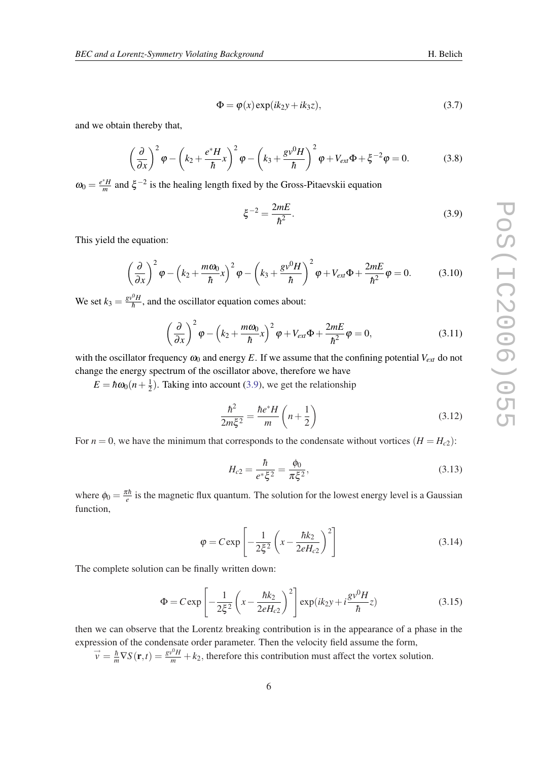$$\Phi = \varphi(x)\exp(ik_2 y + ik_3 z), \tag{3.7}$$

and we obtain thereby that,

$$\left(\frac{\partial}{\partial x}\right)^2 \varphi - \left(k_2 + \frac{e^* H}{\hbar}x\right)^2 \varphi - \left(k_3 + \frac{g v^0 H}{\hbar}\right)^2 \varphi + V_{ext}\Phi + \xi^{-2}\varphi = 0. \tag{3.8}$$

$\omega_0 = \frac{e^* H}{m}$ and $\xi^{-2}$ is the healing length fixed by the Gross-Pitaevskii equation

$$\xi^{-2} = \frac{2mE}{\hbar^2}. \tag{3.9}$$

This yield the equation:

$$\left(\frac{\partial}{\partial x}\right)^2 \varphi - \left(k_2 + \frac{m\omega_0}{\hbar}x\right)^2 \varphi - \left(k_3 + \frac{g v^0 H}{\hbar}\right)^2 \varphi + V_{ext}\Phi + \frac{2mE}{\hbar^2}\varphi = 0. \tag{3.10}$$

We set $k_3 = \frac{g v^0 H}{\hbar}$, and the oscillator equation comes about:

$$\left(\frac{\partial}{\partial x}\right)^2 \varphi - \left(k_2 + \frac{m\omega_0}{\hbar}x\right)^2 \varphi + V_{ext}\Phi + \frac{2mE}{\hbar^2}\varphi = 0, \tag{3.11}$$

with the oscillator frequency $\omega_0$ and energy $E$. If we assume that the confining potential $V_{ext}$ do not change the energy spectrum of the oscillator above, therefore we have

$E = \hbar\omega_0(n + \frac{1}{2})$. Taking into account (3.9), we get the relationship

$$\frac{\hbar^2}{2m\xi^2} = \frac{\hbar e^* H}{m}\left(n + \frac{1}{2}\right) \tag{3.12}$$

For $n = 0$, we have the minimum that corresponds to the condensate without vortices ($H = H_{c2}$):

$$H_{c2} = \frac{\hbar}{e^* \xi^2} = \frac{\phi_0}{\pi\xi^2}, \tag{3.13}$$

where $\phi_0 = \frac{\pi\hbar}{e}$ is the magnetic flux quantum. The solution for the lowest energy level is a Gaussian function,

$$\varphi = C\exp\left[-\frac{1}{2\xi^2}\left(x - \frac{\hbar k_2}{2eH_{c2}}\right)^2\right] \tag{3.14}$$

The complete solution can be finally written down:

$$\Phi = C\exp\left[-\frac{1}{2\xi^2}\left(x - \frac{\hbar k_2}{2eH_{c2}}\right)^2\right]\exp(ik_2 y + i\frac{g v^0 H}{\hbar}z) \tag{3.15}$$

then we can observe that the Lorentz breaking contribution is in the appearance of a phase in the expression of the condensate order parameter. Then the velocity field assume the form,

$\vec{v} = \frac{\hbar}{m}\nabla S(\mathbf{r},t) = \frac{g v^0 H}{m} + k_2$, therefore this contribution must affect the vortex solution.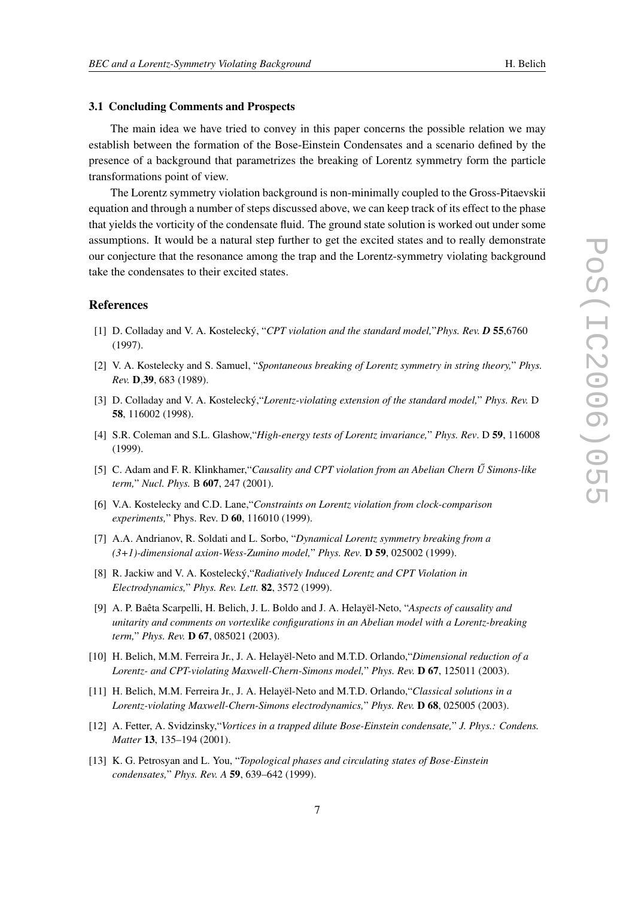### 3.1 Concluding Comments and Prospects

The main idea we have tried to convey in this paper concerns the possible relation we may establish between the formation of the Bose-Einstein Condensates and a scenario defined by the presence of a background that parametrizes the breaking of Lorentz symmetry form the particle transformations point of view.

The Lorentz symmetry violation background is non-minimally coupled to the Gross-Pitaevskii equation and through a number of steps discussed above, we can keep track of its effect to the phase that yields the vorticity of the condensate fluid. The ground state solution is worked out under some assumptions. It would be a natural step further to get the excited states and to really demonstrate our conjecture that the resonance among the trap and the Lorentz-symmetry violating background take the condensates to their excited states.

## References

[1] D. Colladay and V. A. Kostelecký, "*CPT violation and the standard model,*"*Phys. Rev.* ***D*** **55**,6760 (1997).

[2] V. A. Kostelecky and S. Samuel, "*Spontaneous breaking of Lorentz symmetry in string theory,*" *Phys. Rev.* **D**,**39**, 683 (1989).

[3] D. Colladay and V. A. Kostelecký,"*Lorentz-violating extension of the standard model,*" *Phys. Rev.* D **58**, 116002 (1998).

[4] S.R. Coleman and S.L. Glashow,"*High-energy tests of Lorentz invariance,*" *Phys. Rev*. D **59**, 116008 (1999).

[5] C. Adam and F. R. Klinkhamer,"*Causality and CPT violation from an Abelian Chern Ű Simons-like term,*" *Nucl. Phys.* B **607**, 247 (2001).

[6] V.A. Kostelecky and C.D. Lane,"*Constraints on Lorentz violation from clock-comparison experiments,*" Phys. Rev. D **60**, 116010 (1999).

[7] A.A. Andrianov, R. Soldati and L. Sorbo, "*Dynamical Lorentz symmetry breaking from a (3+1)-dimensional axion-Wess-Zumino model,*" *Phys. Rev.* **D 59**, 025002 (1999).

[8] R. Jackiw and V. A. Kostelecký,"*Radiatively Induced Lorentz and CPT Violation in Electrodynamics,*" *Phys. Rev. Lett.* **82**, 3572 (1999).

[9] A. P. Baêta Scarpelli, H. Belich, J. L. Boldo and J. A. Helayël-Neto, "*Aspects of causality and unitarity and comments on vortexlike configurations in an Abelian model with a Lorentz-breaking term,*" *Phys. Rev.* **D 67**, 085021 (2003).

[10] H. Belich, M.M. Ferreira Jr., J. A. Helayël-Neto and M.T.D. Orlando,"*Dimensional reduction of a Lorentz- and CPT-violating Maxwell-Chern-Simons model,*" *Phys. Rev.* **D 67**, 125011 (2003).

[11] H. Belich, M.M. Ferreira Jr., J. A. Helayël-Neto and M.T.D. Orlando,"*Classical solutions in a Lorentz-violating Maxwell-Chern-Simons electrodynamics,*" *Phys. Rev.* **D 68**, 025005 (2003).

[12] A. Fetter, A. Svidzinsky,"*Vortices in a trapped dilute Bose-Einstein condensate,*" *J. Phys.: Condens. Matter* **13**, 135–194 (2001).

[13] K. G. Petrosyan and L. You, "*Topological phases and circulating states of Bose-Einstein condensates,*" *Phys. Rev. A* **59**, 639–642 (1999).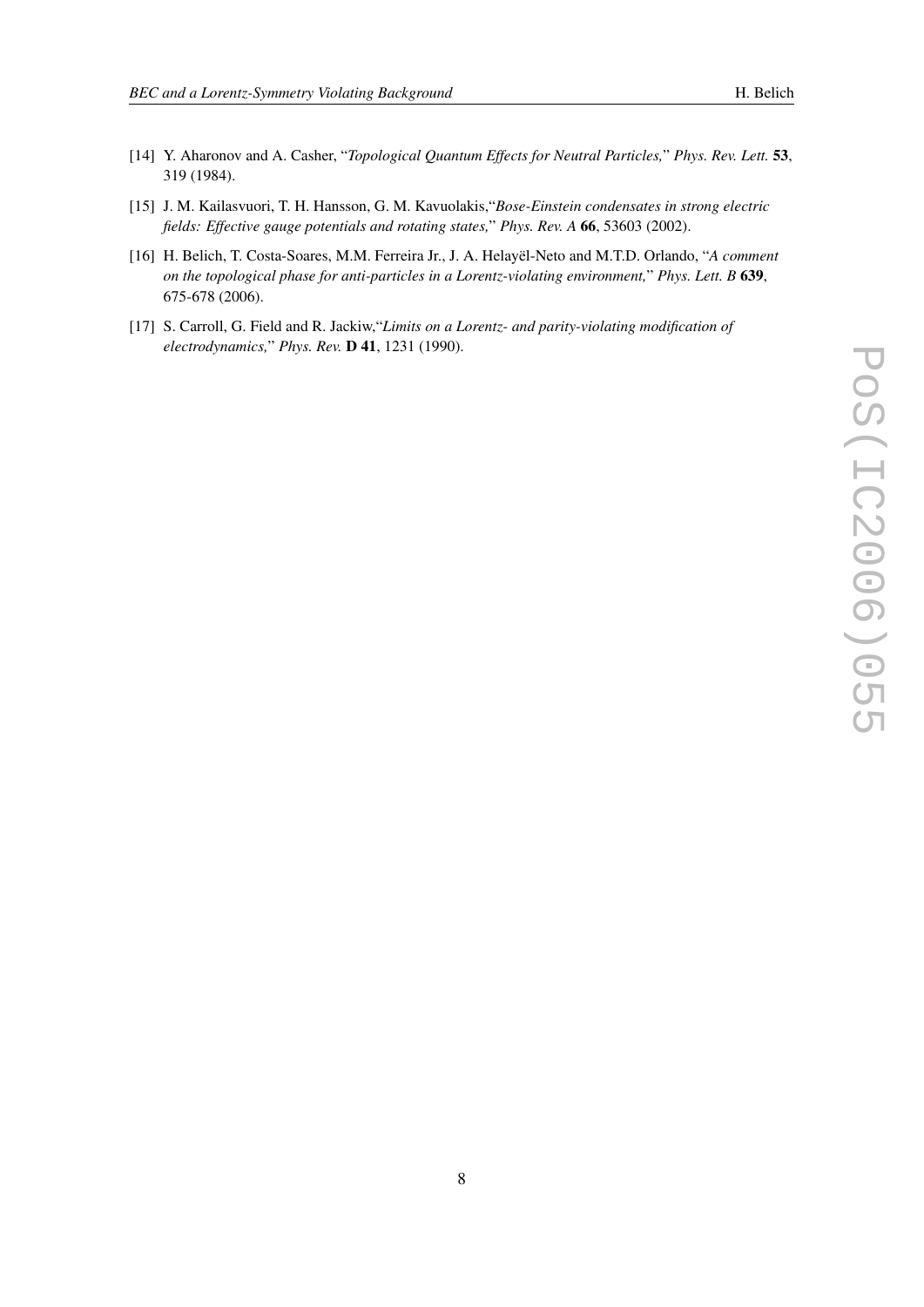[14] Y. Aharonov and A. Casher, "*Topological Quantum Effects for Neutral Particles,*" *Phys. Rev. Lett.* **53**, 319 (1984).

[15] J. M. Kailasvuori, T. H. Hansson, G. M. Kavuolakis,"*Bose-Einstein condensates in strong electric fields: Effective gauge potentials and rotating states,*" *Phys. Rev. A* **66**, 53603 (2002).

[16] H. Belich, T. Costa-Soares, M.M. Ferreira Jr., J. A. Helayël-Neto and M.T.D. Orlando, "*A comment on the topological phase for anti-particles in a Lorentz-violating environment,*" *Phys. Lett. B* **639**, 675-678 (2006).

[17] S. Carroll, G. Field and R. Jackiw,"*Limits on a Lorentz- and parity-violating modification of electrodynamics,*" *Phys. Rev.* **D 41**, 1231 (1990).